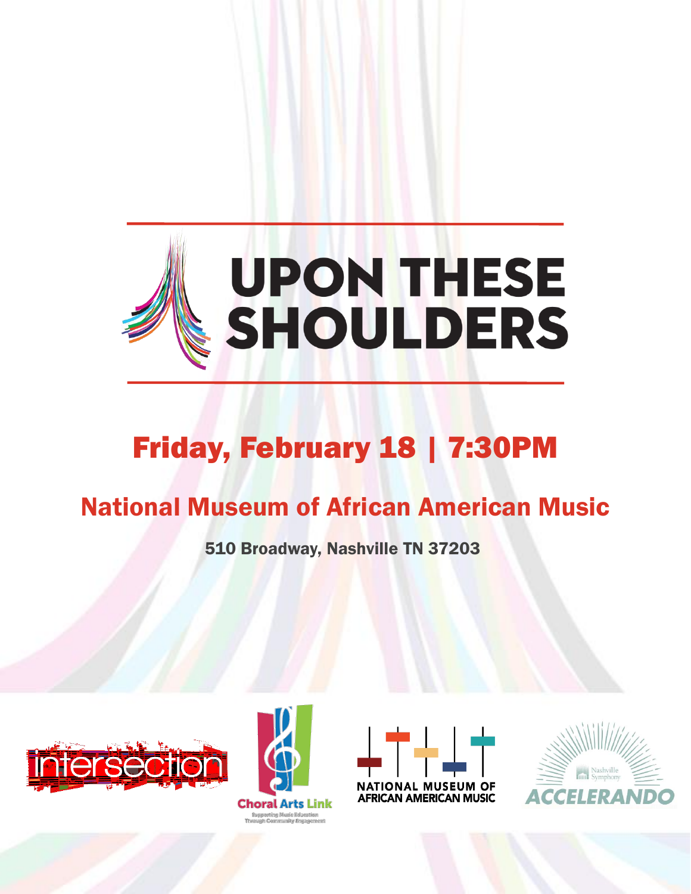# UPON THESE SHOULDERS

## Friday, February 18 | 7:30PM

## National Museum of African American Music

510 Broadway, Nashville TN 37203

intersection

Choral Arts Link
Supporting Music Education Through Community Engagement

NATIONAL MUSEUM OF AFRICAN AMERICAN MUSIC

Nashville Symphony
ACCELERANDO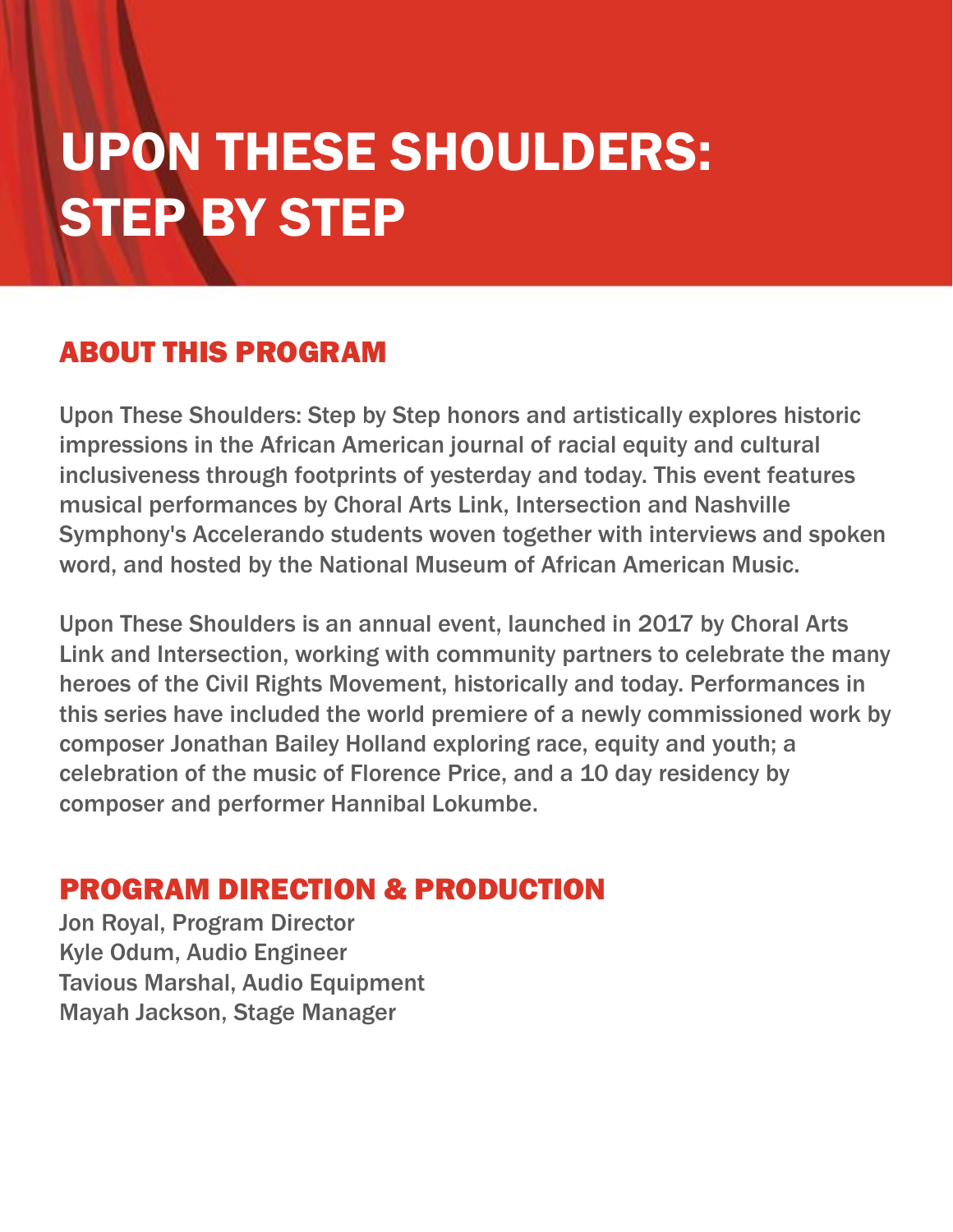# UPON THESE SHOULDERS: STEP BY STEP

## ABOUT THIS PROGRAM

Upon These Shoulders: Step by Step honors and artistically explores historic impressions in the African American journal of racial equity and cultural inclusiveness through footprints of yesterday and today. This event features musical performances by Choral Arts Link, Intersection and Nashville Symphony's Accelerando students woven together with interviews and spoken word, and hosted by the National Museum of African American Music.

Upon These Shoulders is an annual event, launched in 2017 by Choral Arts Link and Intersection, working with community partners to celebrate the many heroes of the Civil Rights Movement, historically and today. Performances in this series have included the world premiere of a newly commissioned work by composer Jonathan Bailey Holland exploring race, equity and youth; a celebration of the music of Florence Price, and a 10 day residency by composer and performer Hannibal Lokumbe.

## PROGRAM DIRECTION & PRODUCTION

Jon Royal, Program Director
Kyle Odum, Audio Engineer
Tavious Marshal, Audio Equipment
Mayah Jackson, Stage Manager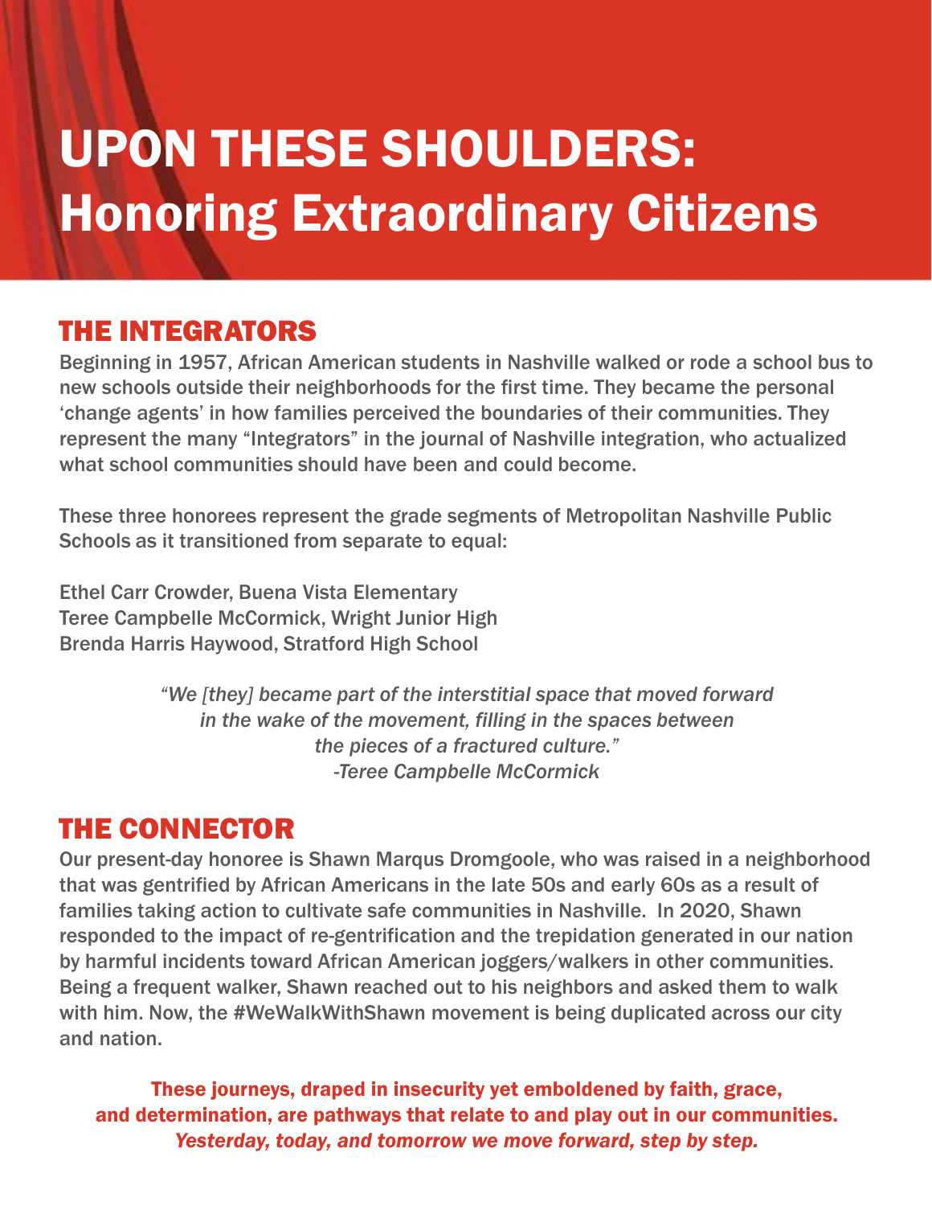# UPON THESE SHOULDERS: Honoring Extraordinary Citizens

## THE INTEGRATORS

Beginning in 1957, African American students in Nashville walked or rode a school bus to new schools outside their neighborhoods for the first time. They became the personal 'change agents' in how families perceived the boundaries of their communities. They represent the many "Integrators" in the journal of Nashville integration, who actualized what school communities should have been and could become.

These three honorees represent the grade segments of Metropolitan Nashville Public Schools as it transitioned from separate to equal:

Ethel Carr Crowder, Buena Vista Elementary
Teree Campbelle McCormick, Wright Junior High
Brenda Harris Haywood, Stratford High School

*"We [they] became part of the interstitial space that moved forward in the wake of the movement, filling in the spaces between the pieces of a fractured culture."*
*-Teree Campbelle McCormick*

## THE CONNECTOR

Our present-day honoree is Shawn Marqus Dromgoole, who was raised in a neighborhood that was gentrified by African Americans in the late 50s and early 60s as a result of families taking action to cultivate safe communities in Nashville. In 2020, Shawn responded to the impact of re-gentrification and the trepidation generated in our nation by harmful incidents toward African American joggers/walkers in other communities. Being a frequent walker, Shawn reached out to his neighbors and asked them to walk with him. Now, the #WeWalkWithShawn movement is being duplicated across our city and nation.

**These journeys, draped in insecurity yet emboldened by faith, grace, and determination, are pathways that relate to and play out in our communities.**
***Yesterday, today, and tomorrow we move forward, step by step.***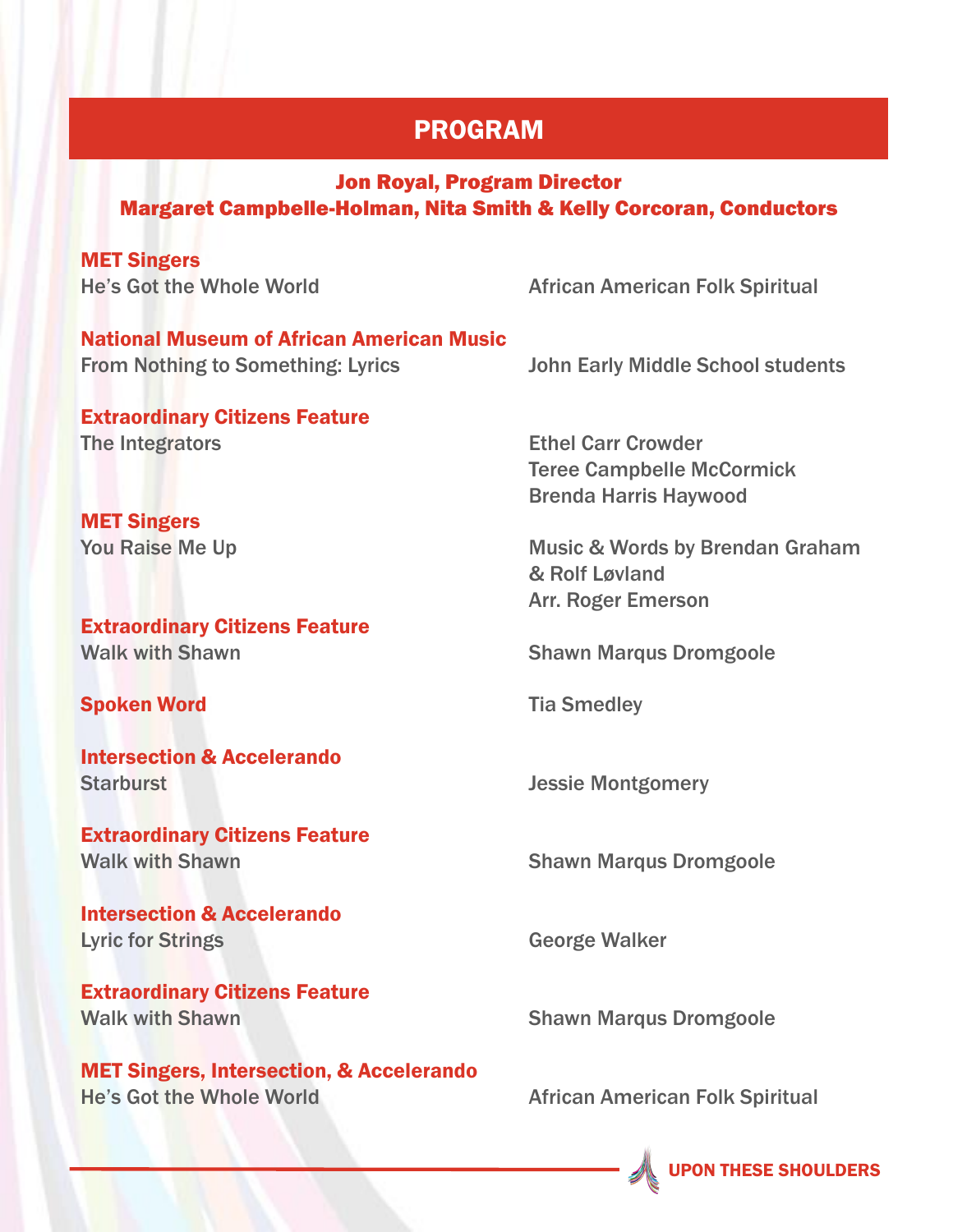# PROGRAM

**Jon Royal, Program Director**
**Margaret Campbelle-Holman, Nita Smith & Kelly Corcoran, Conductors**

**MET Singers**
He's Got the Whole World — African American Folk Spiritual

**National Museum of African American Music**
From Nothing to Something: Lyrics — John Early Middle School students

**Extraordinary Citizens Feature**
The Integrators — Ethel Carr Crowder, Teree Campbelle McCormick, Brenda Harris Haywood

**MET Singers**
You Raise Me Up — Music & Words by Brendan Graham & Rolf Løvland, Arr. Roger Emerson

**Extraordinary Citizens Feature**
Walk with Shawn — Shawn Marqus Dromgoole

**Spoken Word** — Tia Smedley

**Intersection & Accelerando**
Starburst — Jessie Montgomery

**Extraordinary Citizens Feature**
Walk with Shawn — Shawn Marqus Dromgoole

**Intersection & Accelerando**
Lyric for Strings — George Walker

**Extraordinary Citizens Feature**
Walk with Shawn — Shawn Marqus Dromgoole

**MET Singers, Intersection, & Accelerando**
He's Got the Whole World — African American Folk Spiritual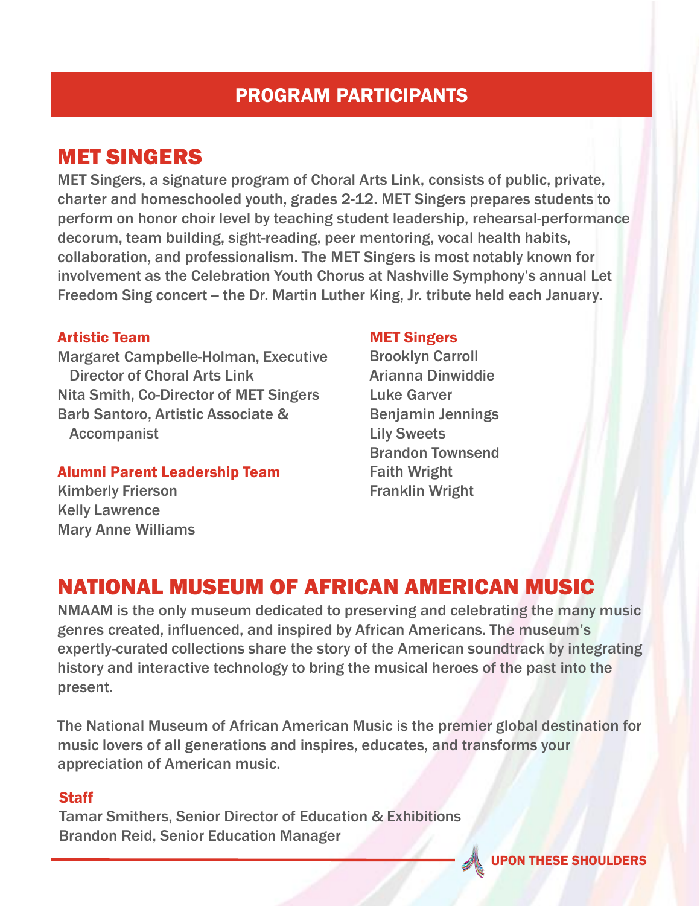# PROGRAM PARTICIPANTS

## MET SINGERS

MET Singers, a signature program of Choral Arts Link, consists of public, private, charter and homeschooled youth, grades 2-12. MET Singers prepares students to perform on honor choir level by teaching student leadership, rehearsal-performance decorum, team building, sight-reading, peer mentoring, vocal health habits, collaboration, and professionalism. The MET Singers is most notably known for involvement as the Celebration Youth Chorus at Nashville Symphony's annual Let Freedom Sing concert – the Dr. Martin Luther King, Jr. tribute held each January.

### Artistic Team

Margaret Campbelle-Holman, Executive Director of Choral Arts Link
Nita Smith, Co-Director of MET Singers
Barb Santoro, Artistic Associate & Accompanist

### Alumni Parent Leadership Team

Kimberly Frierson
Kelly Lawrence
Mary Anne Williams

### MET Singers

Brooklyn Carroll
Arianna Dinwiddie
Luke Garver
Benjamin Jennings
Lily Sweets
Brandon Townsend
Faith Wright
Franklin Wright

## NATIONAL MUSEUM OF AFRICAN AMERICAN MUSIC

NMAAM is the only museum dedicated to preserving and celebrating the many music genres created, influenced, and inspired by African Americans. The museum's expertly-curated collections share the story of the American soundtrack by integrating history and interactive technology to bring the musical heroes of the past into the present.

The National Museum of African American Music is the premier global destination for music lovers of all generations and inspires, educates, and transforms your appreciation of American music.

### Staff

Tamar Smithers, Senior Director of Education & Exhibitions
Brandon Reid, Senior Education Manager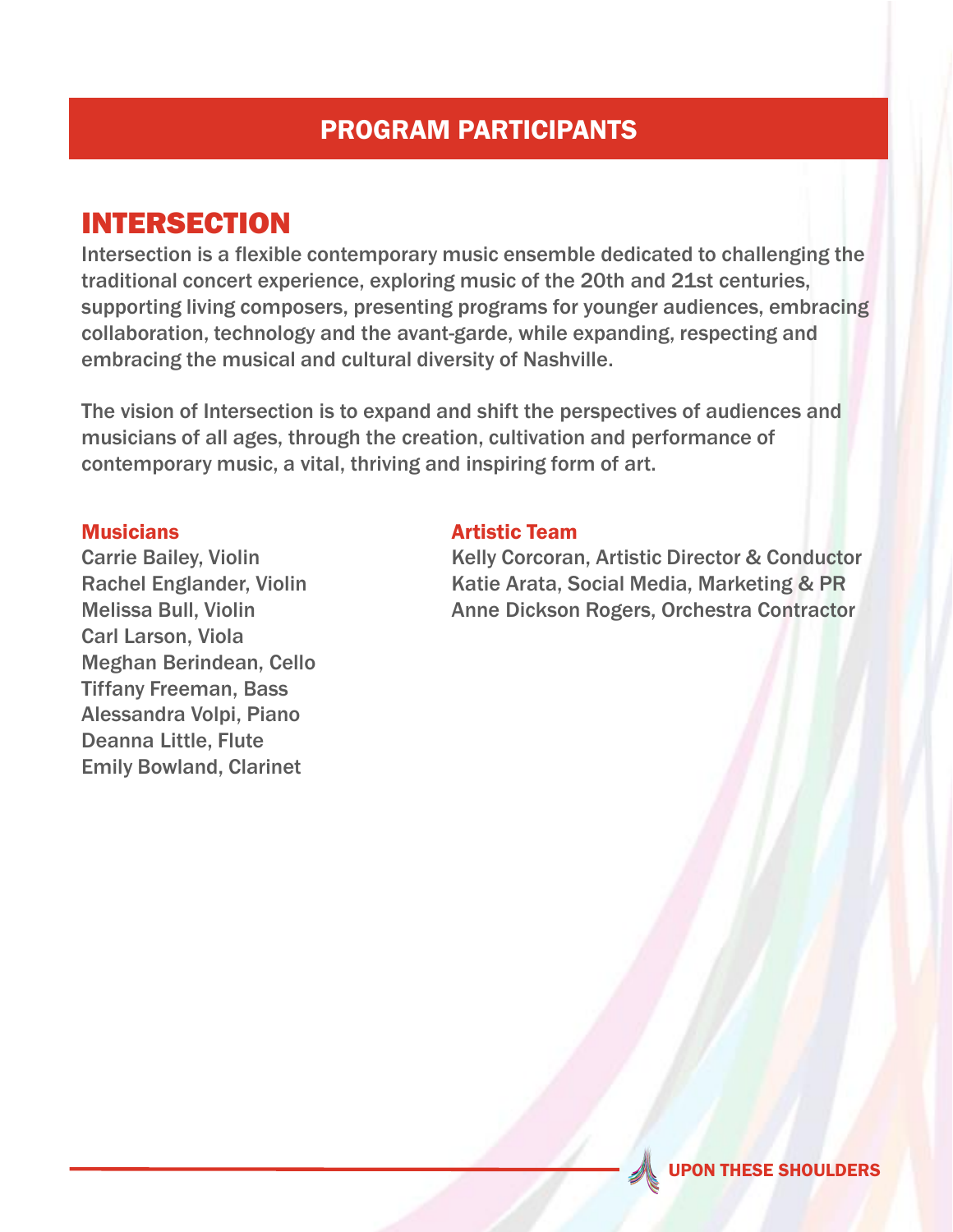# PROGRAM PARTICIPANTS

## INTERSECTION

Intersection is a flexible contemporary music ensemble dedicated to challenging the traditional concert experience, exploring music of the 20th and 21st centuries, supporting living composers, presenting programs for younger audiences, embracing collaboration, technology and the avant-garde, while expanding, respecting and embracing the musical and cultural diversity of Nashville.

The vision of Intersection is to expand and shift the perspectives of audiences and musicians of all ages, through the creation, cultivation and performance of contemporary music, a vital, thriving and inspiring form of art.

### Musicians

Carrie Bailey, Violin
Rachel Englander, Violin
Melissa Bull, Violin
Carl Larson, Viola
Meghan Berindean, Cello
Tiffany Freeman, Bass
Alessandra Volpi, Piano
Deanna Little, Flute
Emily Bowland, Clarinet

### Artistic Team

Kelly Corcoran, Artistic Director & Conductor
Katie Arata, Social Media, Marketing & PR
Anne Dickson Rogers, Orchestra Contractor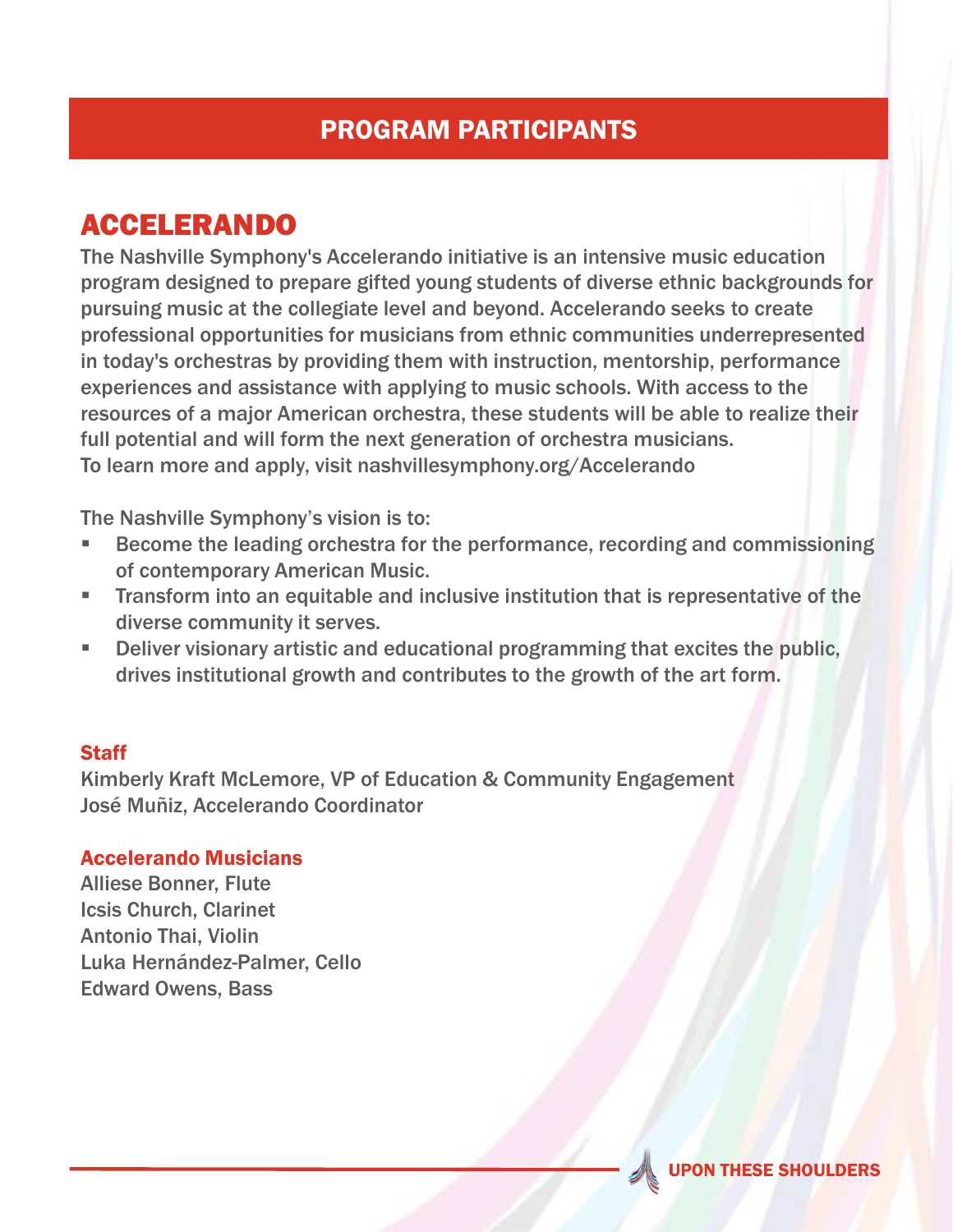## PROGRAM PARTICIPANTS

# ACCELERANDO

The Nashville Symphony's Accelerando initiative is an intensive music education program designed to prepare gifted young students of diverse ethnic backgrounds for pursuing music at the collegiate level and beyond. Accelerando seeks to create professional opportunities for musicians from ethnic communities underrepresented in today's orchestras by providing them with instruction, mentorship, performance experiences and assistance with applying to music schools. With access to the resources of a major American orchestra, these students will be able to realize their full potential and will form the next generation of orchestra musicians.
To learn more and apply, visit nashvillesymphony.org/Accelerando

The Nashville Symphony's vision is to:

- Become the leading orchestra for the performance, recording and commissioning of contemporary American Music.
- Transform into an equitable and inclusive institution that is representative of the diverse community it serves.
- Deliver visionary artistic and educational programming that excites the public, drives institutional growth and contributes to the growth of the art form.

### Staff

Kimberly Kraft McLemore, VP of Education & Community Engagement
José Muñiz, Accelerando Coordinator

### Accelerando Musicians

Alliese Bonner, Flute
Icsis Church, Clarinet
Antonio Thai, Violin
Luka Hernández-Palmer, Cello
Edward Owens, Bass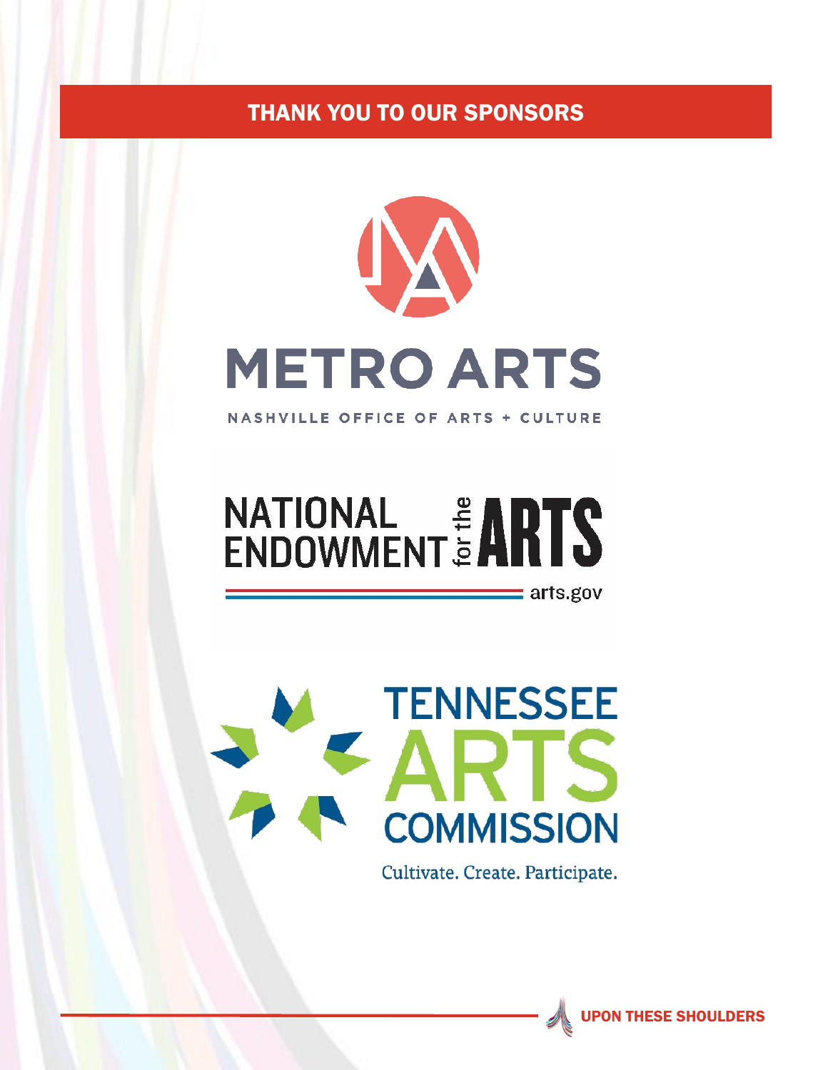## THANK YOU TO OUR SPONSORS

METRO ARTS

NASHVILLE OFFICE OF ARTS + CULTURE

NATIONAL ENDOWMENT for the ARTS

arts.gov

TENNESSEE ARTS COMMISSION

Cultivate. Create. Participate.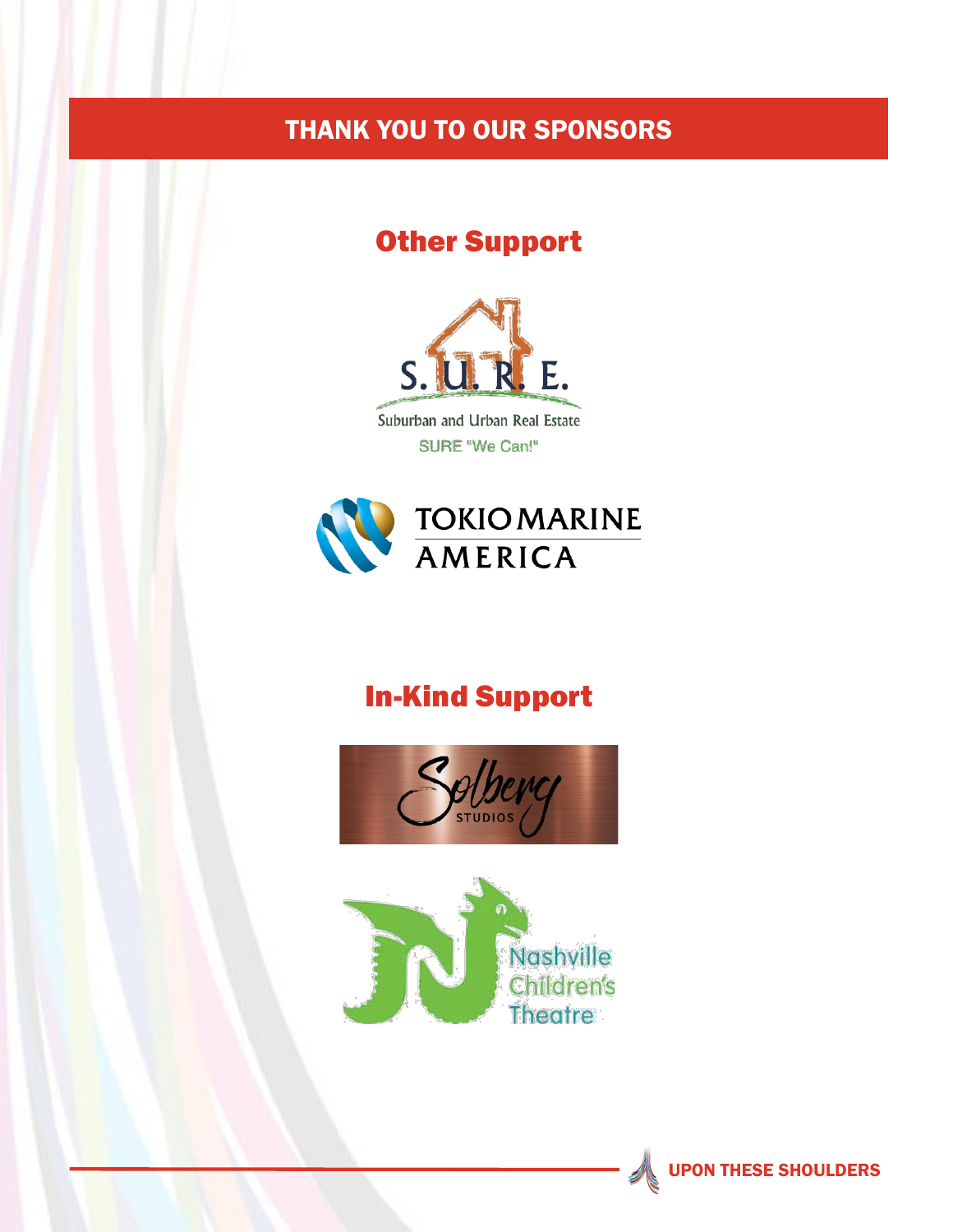# THANK YOU TO OUR SPONSORS

## Other Support

S.U.R.E.

Suburban and Urban Real Estate

SURE "We Can!"

TOKIO MARINE AMERICA

## In-Kind Support

Solberg STUDIOS

Nashville Children's Theatre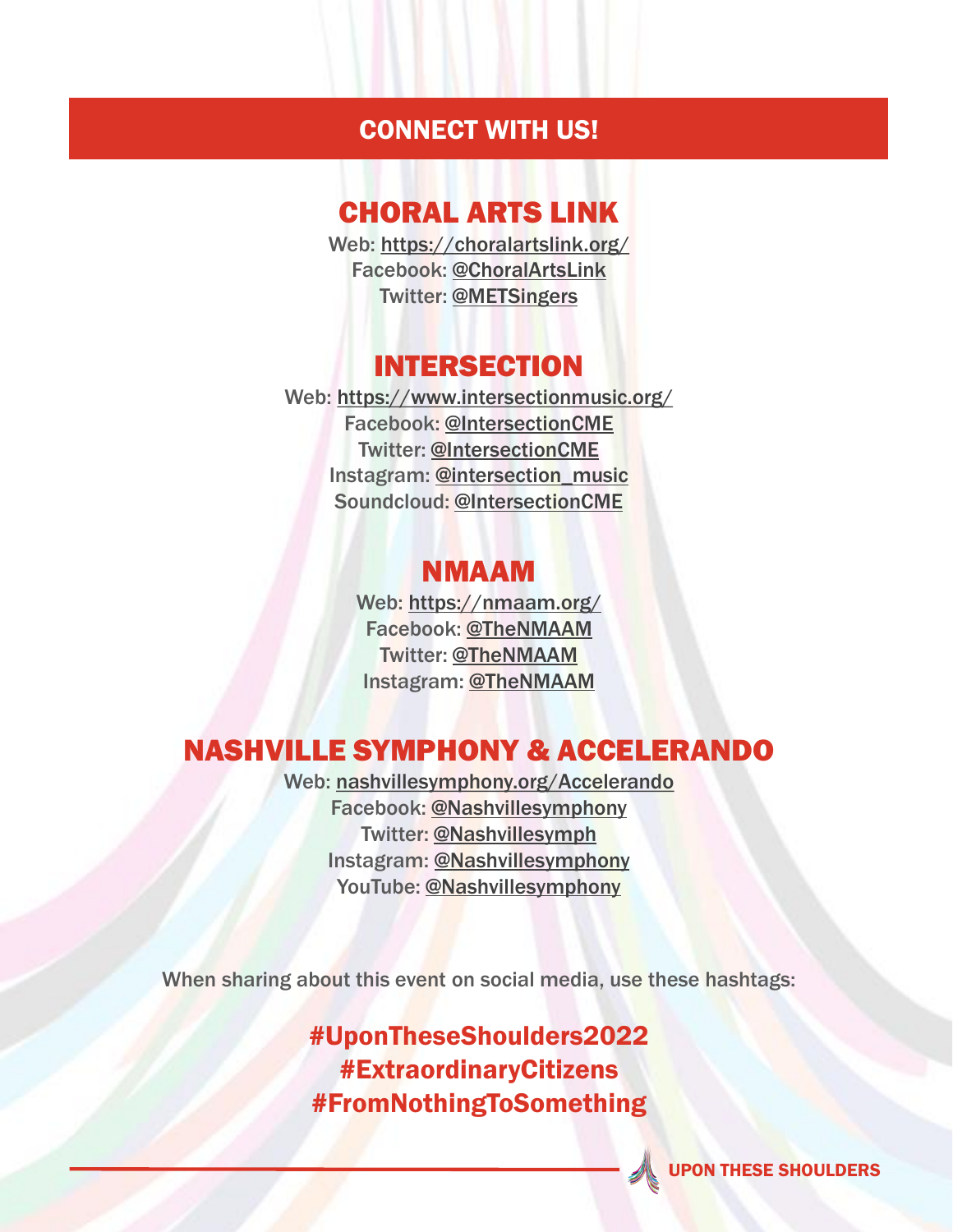# CONNECT WITH US!

## CHORAL ARTS LINK

Web: https://choralartslink.org/
Facebook: @ChoralArtsLink
Twitter: @METSingers

## INTERSECTION

Web: https://www.intersectionmusic.org/
Facebook: @IntersectionCME
Twitter: @IntersectionCME
Instagram: @intersection_music
Soundcloud: @IntersectionCME

## NMAAM

Web: https://nmaam.org/
Facebook: @TheNMAAM
Twitter: @TheNMAAM
Instagram: @TheNMAAM

## NASHVILLE SYMPHONY & ACCELERANDO

Web: nashvillesymphony.org/Accelerando
Facebook: @Nashvillesymphony
Twitter: @Nashvillesymph
Instagram: @Nashvillesymphony
YouTube: @Nashvillesymphony

When sharing about this event on social media, use these hashtags:

**#UponTheseShoulders2022**
**#ExtraordinaryCitizens**
**#FromNothingToSomething**